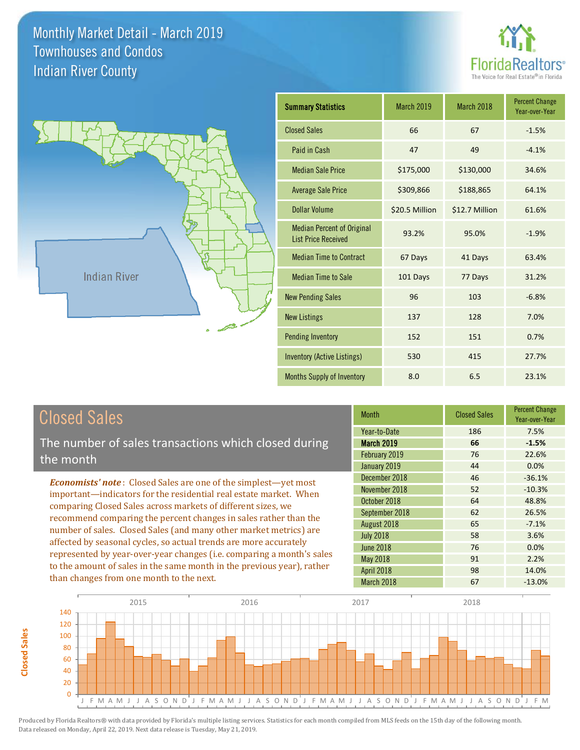# Monthly Market Detail - March 2019
## Townhouses and Condos
## Indian River County

FloridaRealtors® The Voice for Real Estate® in Florida

Indian River

| Summary Statistics | March 2019 | March 2018 | Percent Change Year-over-Year |
|---|---|---|---|
| Closed Sales | 66 | 67 | -1.5% |
| Paid in Cash | 47 | 49 | -4.1% |
| Median Sale Price | $175,000 | $130,000 | 34.6% |
| Average Sale Price | $309,866 | $188,865 | 64.1% |
| Dollar Volume | $20.5 Million | $12.7 Million | 61.6% |
| Median Percent of Original List Price Received | 93.2% | 95.0% | -1.9% |
| Median Time to Contract | 67 Days | 41 Days | 63.4% |
| Median Time to Sale | 101 Days | 77 Days | 31.2% |
| New Pending Sales | 96 | 103 | -6.8% |
| New Listings | 137 | 128 | 7.0% |
| Pending Inventory | 152 | 151 | 0.7% |
| Inventory (Active Listings) | 530 | 415 | 27.7% |
| Months Supply of Inventory | 8.0 | 6.5 | 23.1% |

## Closed Sales

The number of sales transactions which closed during the month

*Economists' note*: Closed Sales are one of the simplest—yet most important—indicators for the residential real estate market. When comparing Closed Sales across markets of different sizes, we recommend comparing the percent changes in sales rather than the number of sales. Closed Sales (and many other market metrics) are affected by seasonal cycles, so actual trends are more accurately represented by year-over-year changes (i.e. comparing a month's sales to the amount of sales in the same month in the previous year), rather than changes from one month to the next.

| Month | Closed Sales | Percent Change Year-over-Year |
|---|---|---|
| Year-to-Date | 186 | 7.5% |
| **March 2019** | **66** | **-1.5%** |
| February 2019 | 76 | 22.6% |
| January 2019 | 44 | 0.0% |
| December 2018 | 46 | -36.1% |
| November 2018 | 52 | -10.3% |
| October 2018 | 64 | 48.8% |
| September 2018 | 62 | 26.5% |
| August 2018 | 65 | -7.1% |
| July 2018 | 58 | 3.6% |
| June 2018 | 76 | 0.0% |
| May 2018 | 91 | 2.2% |
| April 2018 | 98 | 14.0% |
| March 2018 | 67 | -13.0% |

Produced by Florida Realtors® with data provided by Florida's multiple listing services. Statistics for each month compiled from MLS feeds on the 15th day of the following month. Data released on Monday, April 22, 2019. Next data release is Tuesday, May 21, 2019.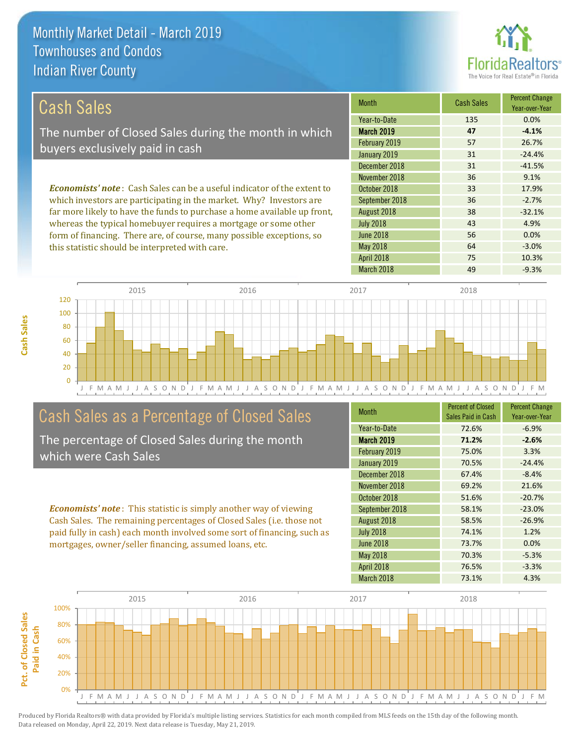# Monthly Market Detail - March 2019
## Townhouses and Condos
## Indian River County

## Cash Sales

The number of Closed Sales during the month in which buyers exclusively paid in cash

*Economists' note*: Cash Sales can be a useful indicator of the extent to which investors are participating in the market. Why? Investors are far more likely to have the funds to purchase a home available up front, whereas the typical homebuyer requires a mortgage or some other form of financing. There are, of course, many possible exceptions, so this statistic should be interpreted with care.

| Month | Cash Sales | Percent Change Year-over-Year |
|---|---|---|
| Year-to-Date | 135 | 0.0% |
| **March 2019** | **47** | **-4.1%** |
| February 2019 | 57 | 26.7% |
| January 2019 | 31 | -24.4% |
| December 2018 | 31 | -41.5% |
| November 2018 | 36 | 9.1% |
| October 2018 | 33 | 17.9% |
| September 2018 | 36 | -2.7% |
| August 2018 | 38 | -32.1% |
| July 2018 | 43 | 4.9% |
| June 2018 | 56 | 0.0% |
| May 2018 | 64 | -3.0% |
| April 2018 | 75 | 10.3% |
| March 2018 | 49 | -9.3% |

## Cash Sales as a Percentage of Closed Sales

The percentage of Closed Sales during the month which were Cash Sales

*Economists' note*: This statistic is simply another way of viewing Cash Sales. The remaining percentages of Closed Sales (i.e. those not paid fully in cash) each month involved some sort of financing, such as mortgages, owner/seller financing, assumed loans, etc.

| Month | Percent of Closed Sales Paid in Cash | Percent Change Year-over-Year |
|---|---|---|
| Year-to-Date | 72.6% | -6.9% |
| **March 2019** | **71.2%** | **-2.6%** |
| February 2019 | 75.0% | 3.3% |
| January 2019 | 70.5% | -24.4% |
| December 2018 | 67.4% | -8.4% |
| November 2018 | 69.2% | 21.6% |
| October 2018 | 51.6% | -20.7% |
| September 2018 | 58.1% | -23.0% |
| August 2018 | 58.5% | -26.9% |
| July 2018 | 74.1% | 1.2% |
| June 2018 | 73.7% | 0.0% |
| May 2018 | 70.3% | -5.3% |
| April 2018 | 76.5% | -3.3% |
| March 2018 | 73.1% | 4.3% |

Produced by Florida Realtors® with data provided by Florida's multiple listing services. Statistics for each month compiled from MLS feeds on the 15th day of the following month. Data released on Monday, April 22, 2019. Next data release is Tuesday, May 21, 2019.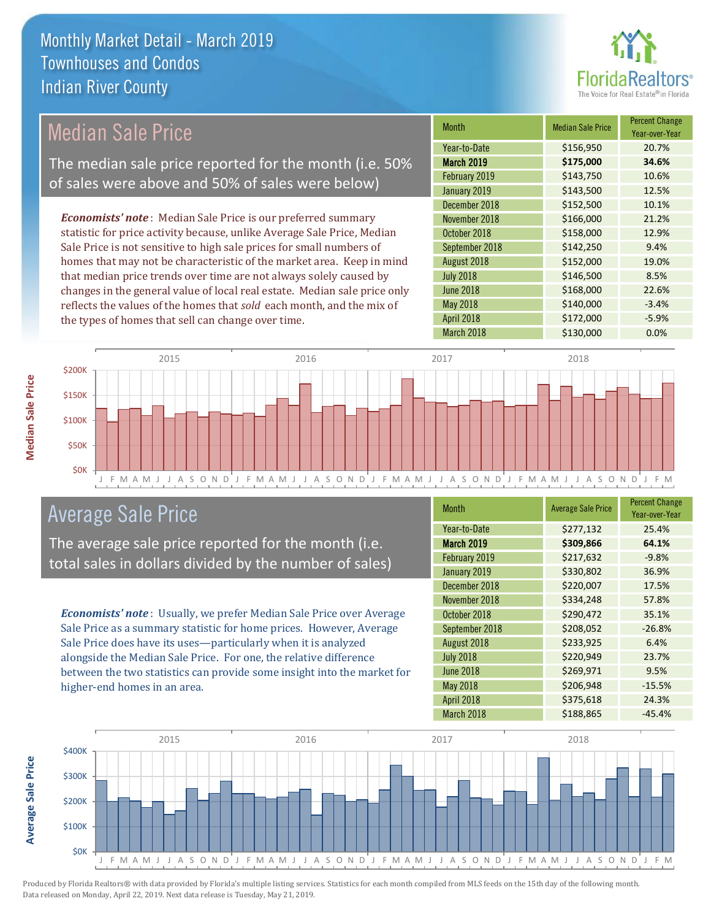# Monthly Market Detail - March 2019
## Townhouses and Condos
## Indian River County

## Median Sale Price

The median sale price reported for the month (i.e. 50% of sales were above and 50% of sales were below)

***Economists' note***: Median Sale Price is our preferred summary statistic for price activity because, unlike Average Sale Price, Median Sale Price is not sensitive to high sale prices for small numbers of homes that may not be characteristic of the market area. Keep in mind that median price trends over time are not always solely caused by changes in the general value of local real estate. Median sale price only reflects the values of the homes that *sold* each month, and the mix of the types of homes that sell can change over time.

| Month | Median Sale Price | Percent Change Year-over-Year |
|---|---|---|
| Year-to-Date | $156,950 | 20.7% |
| **March 2019** | **$175,000** | **34.6%** |
| February 2019 | $143,750 | 10.6% |
| January 2019 | $143,500 | 12.5% |
| December 2018 | $152,500 | 10.1% |
| November 2018 | $166,000 | 21.2% |
| October 2018 | $158,000 | 12.9% |
| September 2018 | $142,250 | 9.4% |
| August 2018 | $152,000 | 19.0% |
| July 2018 | $146,500 | 8.5% |
| June 2018 | $168,000 | 22.6% |
| May 2018 | $140,000 | -3.4% |
| April 2018 | $172,000 | -5.9% |
| March 2018 | $130,000 | 0.0% |

## Average Sale Price

The average sale price reported for the month (i.e. total sales in dollars divided by the number of sales)

***Economists' note***: Usually, we prefer Median Sale Price over Average Sale Price as a summary statistic for home prices. However, Average Sale Price does have its uses—particularly when it is analyzed alongside the Median Sale Price. For one, the relative difference between the two statistics can provide some insight into the market for higher-end homes in an area.

| Month | Average Sale Price | Percent Change Year-over-Year |
|---|---|---|
| Year-to-Date | $277,132 | 25.4% |
| **March 2019** | **$309,866** | **64.1%** |
| February 2019 | $217,632 | -9.8% |
| January 2019 | $330,802 | 36.9% |
| December 2018 | $220,007 | 17.5% |
| November 2018 | $334,248 | 57.8% |
| October 2018 | $290,472 | 35.1% |
| September 2018 | $208,052 | -26.8% |
| August 2018 | $233,925 | 6.4% |
| July 2018 | $220,949 | 23.7% |
| June 2018 | $269,971 | 9.5% |
| May 2018 | $206,948 | -15.5% |
| April 2018 | $375,618 | 24.3% |
| March 2018 | $188,865 | -45.4% |

Produced by Florida Realtors® with data provided by Florida's multiple listing services. Statistics for each month compiled from MLS feeds on the 15th day of the following month. Data released on Monday, April 22, 2019. Next data release is Tuesday, May 21, 2019.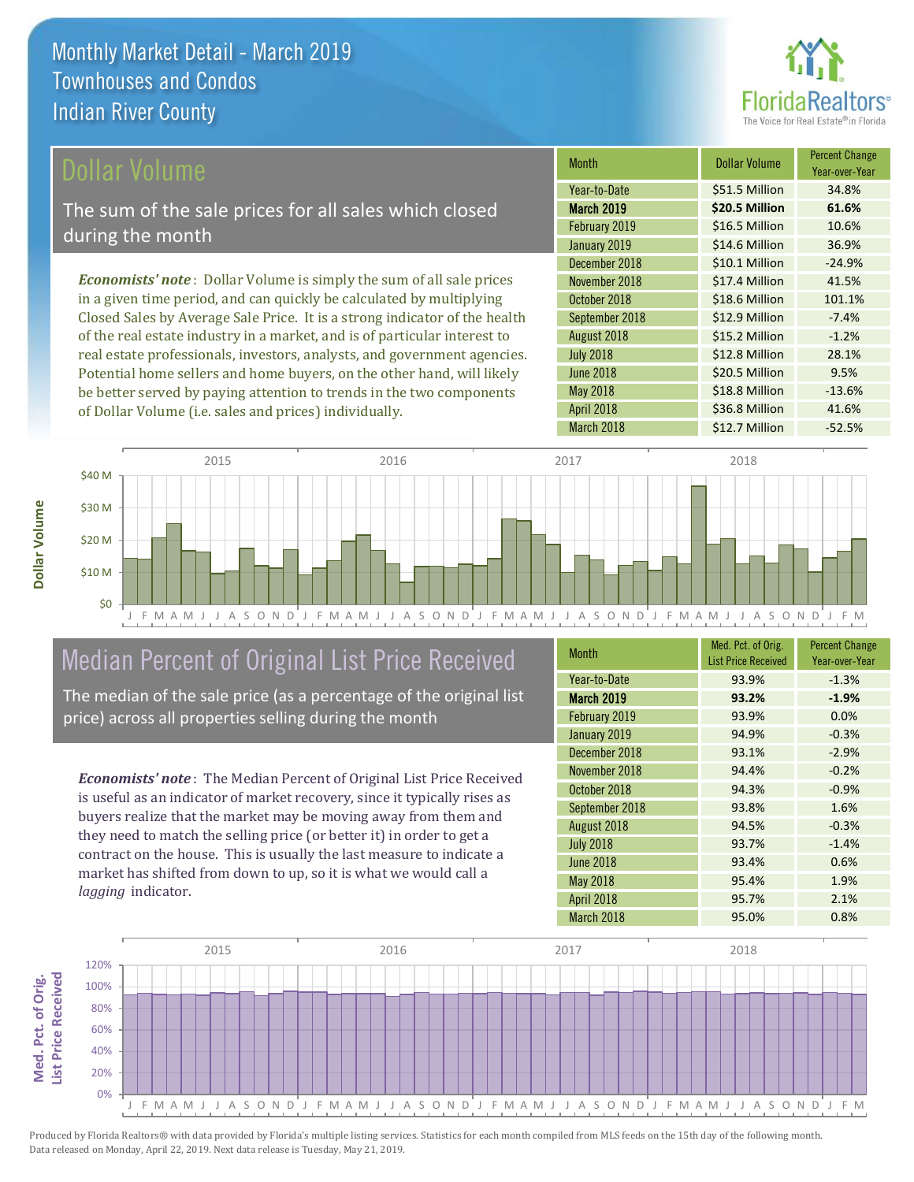# Monthly Market Detail - March 2019
## Townhouses and Condos
## Indian River County

## Dollar Volume

The sum of the sale prices for all sales which closed during the month

***Economists' note***: Dollar Volume is simply the sum of all sale prices in a given time period, and can quickly be calculated by multiplying Closed Sales by Average Sale Price. It is a strong indicator of the health of the real estate industry in a market, and is of particular interest to real estate professionals, investors, analysts, and government agencies. Potential home sellers and home buyers, on the other hand, will likely be better served by paying attention to trends in the two components of Dollar Volume (i.e. sales and prices) individually.

| Month | Dollar Volume | Percent Change Year-over-Year |
|---|---|---|
| Year-to-Date | $51.5 Million | 34.8% |
| **March 2019** | **$20.5 Million** | **61.6%** |
| February 2019 | $16.5 Million | 10.6% |
| January 2019 | $14.6 Million | 36.9% |
| December 2018 | $10.1 Million | -24.9% |
| November 2018 | $17.4 Million | 41.5% |
| October 2018 | $18.6 Million | 101.1% |
| September 2018 | $12.9 Million | -7.4% |
| August 2018 | $15.2 Million | -1.2% |
| July 2018 | $12.8 Million | 28.1% |
| June 2018 | $20.5 Million | 9.5% |
| May 2018 | $18.8 Million | -13.6% |
| April 2018 | $36.8 Million | 41.6% |
| March 2018 | $12.7 Million | -52.5% |

## Median Percent of Original List Price Received

The median of the sale price (as a percentage of the original list price) across all properties selling during the month

***Economists' note***: The Median Percent of Original List Price Received is useful as an indicator of market recovery, since it typically rises as buyers realize that the market may be moving away from them and they need to match the selling price (or better it) in order to get a contract on the house. This is usually the last measure to indicate a market has shifted from down to up, so it is what we would call a *lagging* indicator.

| Month | Med. Pct. of Orig. List Price Received | Percent Change Year-over-Year |
|---|---|---|
| Year-to-Date | 93.9% | -1.3% |
| **March 2019** | **93.2%** | **-1.9%** |
| February 2019 | 93.9% | 0.0% |
| January 2019 | 94.9% | -0.3% |
| December 2018 | 93.1% | -2.9% |
| November 2018 | 94.4% | -0.2% |
| October 2018 | 94.3% | -0.9% |
| September 2018 | 93.8% | 1.6% |
| August 2018 | 94.5% | -0.3% |
| July 2018 | 93.7% | -1.4% |
| June 2018 | 93.4% | 0.6% |
| May 2018 | 95.4% | 1.9% |
| April 2018 | 95.7% | 2.1% |
| March 2018 | 95.0% | 0.8% |

Produced by Florida Realtors® with data provided by Florida's multiple listing services. Statistics for each month compiled from MLS feeds on the 15th day of the following month. Data released on Monday, April 22, 2019. Next data release is Tuesday, May 21, 2019.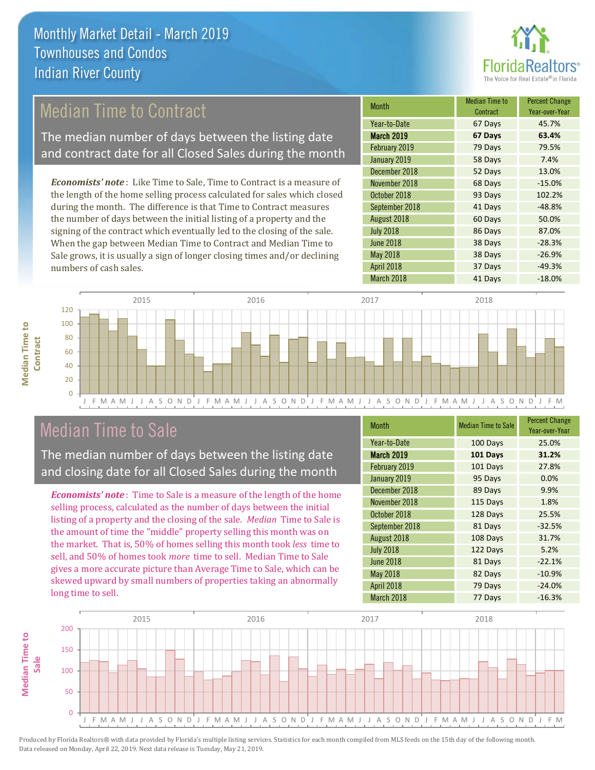# Monthly Market Detail - March 2019
## Townhouses and Condos
## Indian River County

## Median Time to Contract

The median number of days between the listing date and contract date for all Closed Sales during the month

*Economists' note*: Like Time to Sale, Time to Contract is a measure of the length of the home selling process calculated for sales which closed during the month. The difference is that Time to Contract measures the number of days between the initial listing of a property and the signing of the contract which eventually led to the closing of the sale. When the gap between Median Time to Contract and Median Time to Sale grows, it is usually a sign of longer closing times and/or declining numbers of cash sales.

| Month | Median Time to Contract | Percent Change Year-over-Year |
|---|---|---|
| Year-to-Date | 67 Days | 45.7% |
| **March 2019** | **67 Days** | **63.4%** |
| February 2019 | 79 Days | 79.5% |
| January 2019 | 58 Days | 7.4% |
| December 2018 | 52 Days | 13.0% |
| November 2018 | 68 Days | -15.0% |
| October 2018 | 93 Days | 102.2% |
| September 2018 | 41 Days | -48.8% |
| August 2018 | 60 Days | 50.0% |
| July 2018 | 86 Days | 87.0% |
| June 2018 | 38 Days | -28.3% |
| May 2018 | 38 Days | -26.9% |
| April 2018 | 37 Days | -49.3% |
| March 2018 | 41 Days | -18.0% |

## Median Time to Sale

The median number of days between the listing date and closing date for all Closed Sales during the month

*Economists' note*: Time to Sale is a measure of the length of the home selling process, calculated as the number of days between the initial listing of a property and the closing of the sale. *Median* Time to Sale is the amount of time the "middle" property selling this month was on the market. That is, 50% of homes selling this month took *less* time to sell, and 50% of homes took *more* time to sell. Median Time to Sale gives a more accurate picture than Average Time to Sale, which can be skewed upward by small numbers of properties taking an abnormally long time to sell.

| Month | Median Time to Sale | Percent Change Year-over-Year |
|---|---|---|
| Year-to-Date | 100 Days | 25.0% |
| **March 2019** | **101 Days** | **31.2%** |
| February 2019 | 101 Days | 27.8% |
| January 2019 | 95 Days | 0.0% |
| December 2018 | 89 Days | 9.9% |
| November 2018 | 115 Days | 1.8% |
| October 2018 | 128 Days | 25.5% |
| September 2018 | 81 Days | -32.5% |
| August 2018 | 108 Days | 31.7% |
| July 2018 | 122 Days | 5.2% |
| June 2018 | 81 Days | -22.1% |
| May 2018 | 82 Days | -10.9% |
| April 2018 | 79 Days | -24.0% |
| March 2018 | 77 Days | -16.3% |

Produced by Florida Realtors® with data provided by Florida's multiple listing services. Statistics for each month compiled from MLS feeds on the 15th day of the following month. Data released on Monday, April 22, 2019. Next data release is Tuesday, May 21, 2019.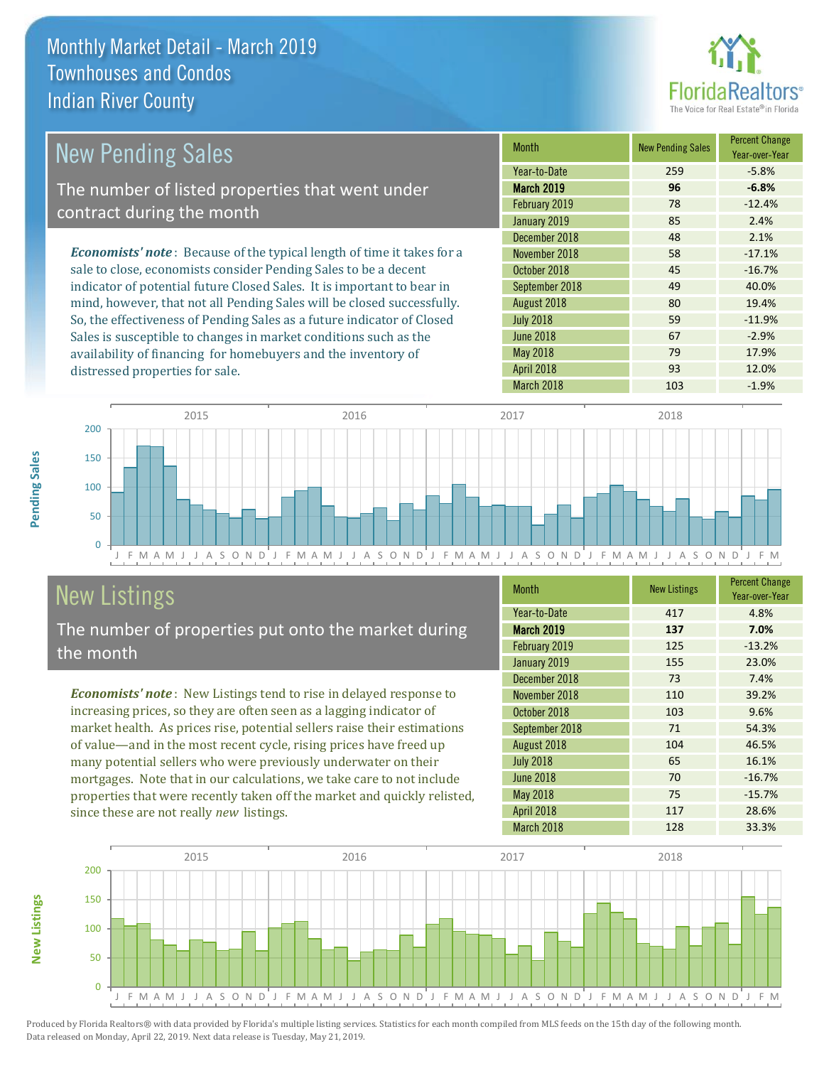Monthly Market Detail - March 2019
Townhouses and Condos
Indian River County

## New Pending Sales

The number of listed properties that went under contract during the month

***Economists' note***: Because of the typical length of time it takes for a sale to close, economists consider Pending Sales to be a decent indicator of potential future Closed Sales. It is important to bear in mind, however, that not all Pending Sales will be closed successfully. So, the effectiveness of Pending Sales as a future indicator of Closed Sales is susceptible to changes in market conditions such as the availability of financing for homebuyers and the inventory of distressed properties for sale.

| Month | New Pending Sales | Percent Change Year-over-Year |
|---|---|---|
| Year-to-Date | 259 | -5.8% |
| **March 2019** | **96** | **-6.8%** |
| February 2019 | 78 | -12.4% |
| January 2019 | 85 | 2.4% |
| December 2018 | 48 | 2.1% |
| November 2018 | 58 | -17.1% |
| October 2018 | 45 | -16.7% |
| September 2018 | 49 | 40.0% |
| August 2018 | 80 | 19.4% |
| July 2018 | 59 | -11.9% |
| June 2018 | 67 | -2.9% |
| May 2018 | 79 | 17.9% |
| April 2018 | 93 | 12.0% |
| March 2018 | 103 | -1.9% |

## New Listings

The number of properties put onto the market during the month

***Economists' note***: New Listings tend to rise in delayed response to increasing prices, so they are often seen as a lagging indicator of market health. As prices rise, potential sellers raise their estimations of value—and in the most recent cycle, rising prices have freed up many potential sellers who were previously underwater on their mortgages. Note that in our calculations, we take care to not include properties that were recently taken off the market and quickly relisted, since these are not really *new* listings.

| Month | New Listings | Percent Change Year-over-Year |
|---|---|---|
| Year-to-Date | 417 | 4.8% |
| **March 2019** | **137** | **7.0%** |
| February 2019 | 125 | -13.2% |
| January 2019 | 155 | 23.0% |
| December 2018 | 73 | 7.4% |
| November 2018 | 110 | 39.2% |
| October 2018 | 103 | 9.6% |
| September 2018 | 71 | 54.3% |
| August 2018 | 104 | 46.5% |
| July 2018 | 65 | 16.1% |
| June 2018 | 70 | -16.7% |
| May 2018 | 75 | -15.7% |
| April 2018 | 117 | 28.6% |
| March 2018 | 128 | 33.3% |

Produced by Florida Realtors® with data provided by Florida's multiple listing services. Statistics for each month compiled from MLS feeds on the 15th day of the following month. Data released on Monday, April 22, 2019. Next data release is Tuesday, May 21, 2019.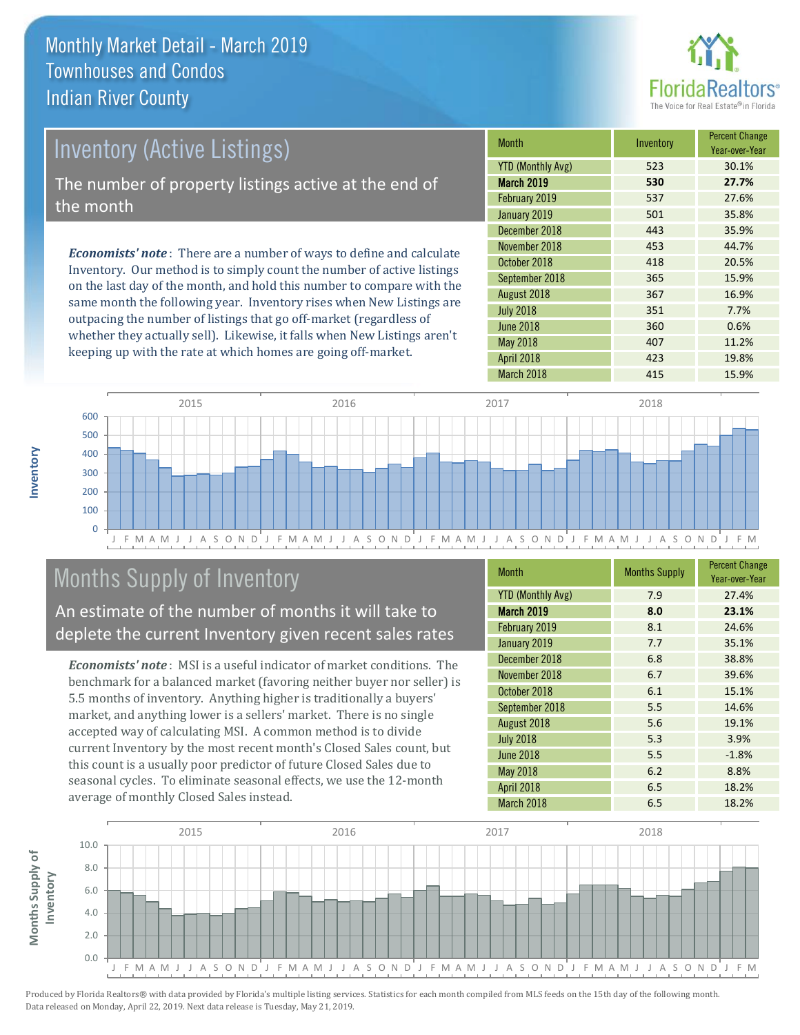# Monthly Market Detail - March 2019
## Townhouses and Condos
## Indian River County

## Inventory (Active Listings)

The number of property listings active at the end of the month

***Economists' note***: There are a number of ways to define and calculate Inventory. Our method is to simply count the number of active listings on the last day of the month, and hold this number to compare with the same month the following year. Inventory rises when New Listings are outpacing the number of listings that go off-market (regardless of whether they actually sell). Likewise, it falls when New Listings aren't keeping up with the rate at which homes are going off-market.

| Month | Inventory | Percent Change Year-over-Year |
|---|---|---|
| YTD (Monthly Avg) | 523 | 30.1% |
| **March 2019** | **530** | **27.7%** |
| February 2019 | 537 | 27.6% |
| January 2019 | 501 | 35.8% |
| December 2018 | 443 | 35.9% |
| November 2018 | 453 | 44.7% |
| October 2018 | 418 | 20.5% |
| September 2018 | 365 | 15.9% |
| August 2018 | 367 | 16.9% |
| July 2018 | 351 | 7.7% |
| June 2018 | 360 | 0.6% |
| May 2018 | 407 | 11.2% |
| April 2018 | 423 | 19.8% |
| March 2018 | 415 | 15.9% |

## Months Supply of Inventory

An estimate of the number of months it will take to deplete the current Inventory given recent sales rates

***Economists' note***: MSI is a useful indicator of market conditions. The benchmark for a balanced market (favoring neither buyer nor seller) is 5.5 months of inventory. Anything higher is traditionally a buyers' market, and anything lower is a sellers' market. There is no single accepted way of calculating MSI. A common method is to divide current Inventory by the most recent month's Closed Sales count, but this count is a usually poor predictor of future Closed Sales due to seasonal cycles. To eliminate seasonal effects, we use the 12-month average of monthly Closed Sales instead.

| Month | Months Supply | Percent Change Year-over-Year |
|---|---|---|
| YTD (Monthly Avg) | 7.9 | 27.4% |
| **March 2019** | **8.0** | **23.1%** |
| February 2019 | 8.1 | 24.6% |
| January 2019 | 7.7 | 35.1% |
| December 2018 | 6.8 | 38.8% |
| November 2018 | 6.7 | 39.6% |
| October 2018 | 6.1 | 15.1% |
| September 2018 | 5.5 | 14.6% |
| August 2018 | 5.6 | 19.1% |
| July 2018 | 5.3 | 3.9% |
| June 2018 | 5.5 | -1.8% |
| May 2018 | 6.2 | 8.8% |
| April 2018 | 6.5 | 18.2% |
| March 2018 | 6.5 | 18.2% |

Produced by Florida Realtors® with data provided by Florida's multiple listing services. Statistics for each month compiled from MLS feeds on the 15th day of the following month. Data released on Monday, April 22, 2019. Next data release is Tuesday, May 21, 2019.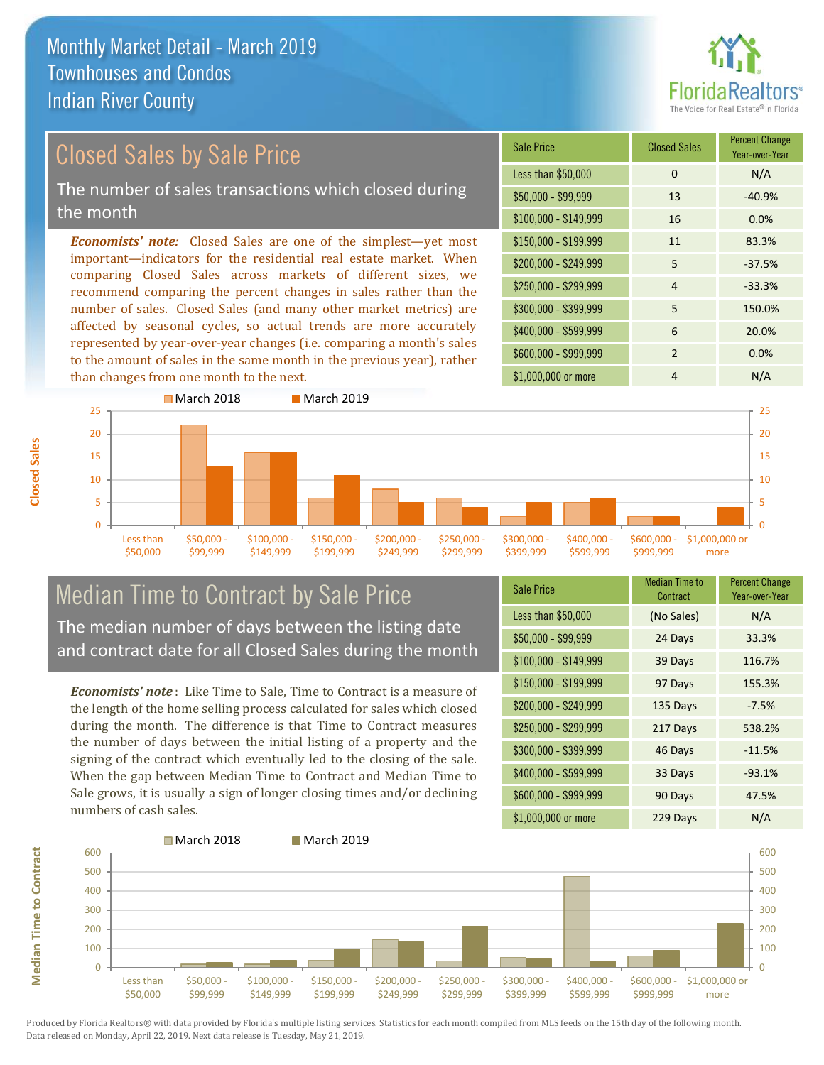# Monthly Market Detail - March 2019
## Townhouses and Condos
## Indian River County

## Closed Sales by Sale Price

The number of sales transactions which closed during the month

*Economists' note:* Closed Sales are one of the simplest—yet most important—indicators for the residential real estate market. When comparing Closed Sales across markets of different sizes, we recommend comparing the percent changes in sales rather than the number of sales. Closed Sales (and many other market metrics) are affected by seasonal cycles, so actual trends are more accurately represented by year-over-year changes (i.e. comparing a month's sales to the amount of sales in the same month in the previous year), rather than changes from one month to the next.

| Sale Price | Closed Sales | Percent Change Year-over-Year |
|---|---|---|
| Less than $50,000 | 0 | N/A |
| $50,000 - $99,999 | 13 | -40.9% |
| $100,000 - $149,999 | 16 | 0.0% |
| $150,000 - $199,999 | 11 | 83.3% |
| $200,000 - $249,999 | 5 | -37.5% |
| $250,000 - $299,999 | 4 | -33.3% |
| $300,000 - $399,999 | 5 | 150.0% |
| $400,000 - $599,999 | 6 | 20.0% |
| $600,000 - $999,999 | 2 | 0.0% |
| $1,000,000 or more | 4 | N/A |

## Median Time to Contract by Sale Price

The median number of days between the listing date and contract date for all Closed Sales during the month

*Economists' note*: Like Time to Sale, Time to Contract is a measure of the length of the home selling process calculated for sales which closed during the month. The difference is that Time to Contract measures the number of days between the initial listing of a property and the signing of the contract which eventually led to the closing of the sale. When the gap between Median Time to Contract and Median Time to Sale grows, it is usually a sign of longer closing times and/or declining numbers of cash sales.

| Sale Price | Median Time to Contract | Percent Change Year-over-Year |
|---|---|---|
| Less than $50,000 | (No Sales) | N/A |
| $50,000 - $99,999 | 24 Days | 33.3% |
| $100,000 - $149,999 | 39 Days | 116.7% |
| $150,000 - $199,999 | 97 Days | 155.3% |
| $200,000 - $249,999 | 135 Days | -7.5% |
| $250,000 - $299,999 | 217 Days | 538.2% |
| $300,000 - $399,999 | 46 Days | -11.5% |
| $400,000 - $599,999 | 33 Days | -93.1% |
| $600,000 - $999,999 | 90 Days | 47.5% |
| $1,000,000 or more | 229 Days | N/A |

Produced by Florida Realtors® with data provided by Florida's multiple listing services. Statistics for each month compiled from MLS feeds on the 15th day of the following month. Data released on Monday, April 22, 2019. Next data release is Tuesday, May 21, 2019.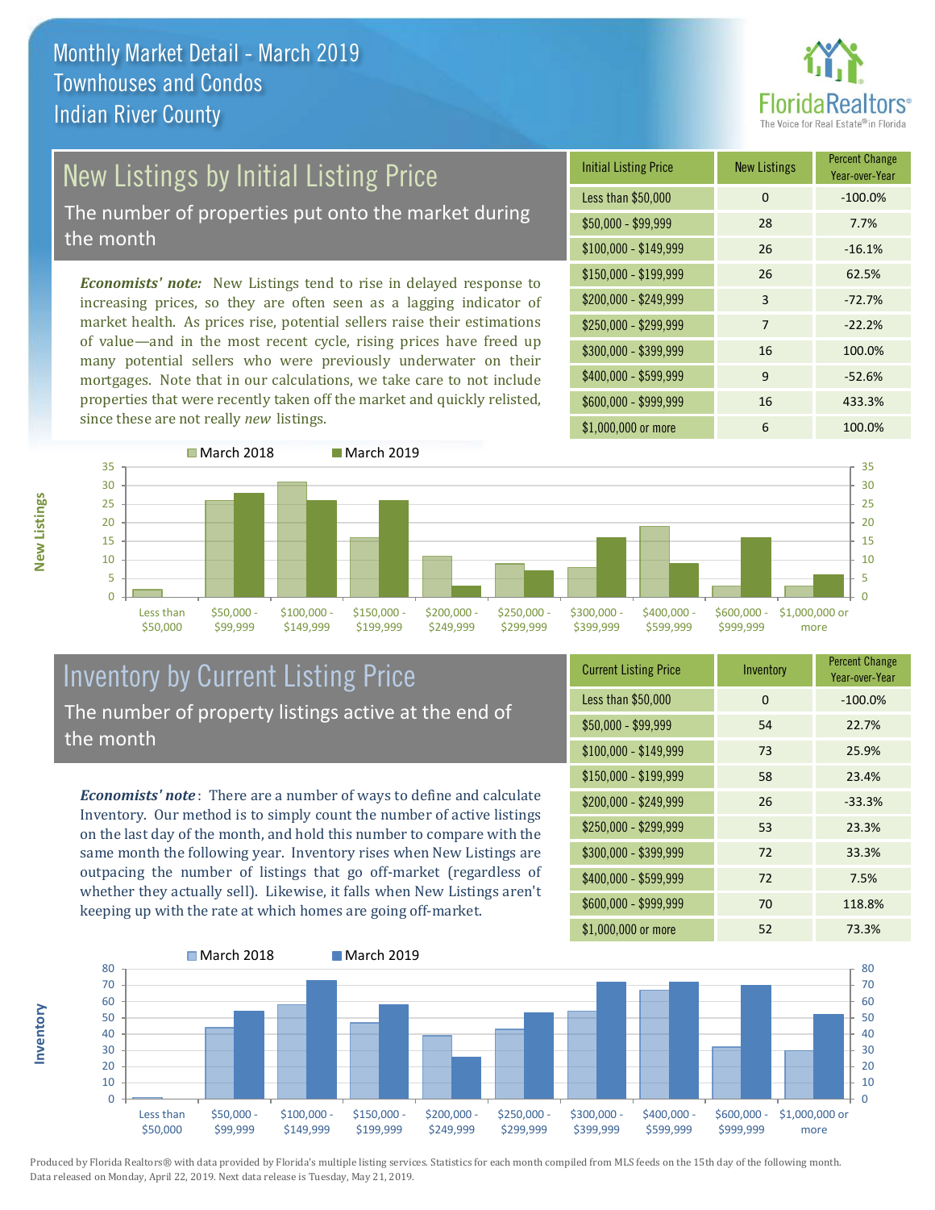# Monthly Market Detail - March 2019
## Townhouses and Condos
## Indian River County

## New Listings by Initial Listing Price

The number of properties put onto the market during the month

*Economists' note:* New Listings tend to rise in delayed response to increasing prices, so they are often seen as a lagging indicator of market health. As prices rise, potential sellers raise their estimations of value—and in the most recent cycle, rising prices have freed up many potential sellers who were previously underwater on their mortgages. Note that in our calculations, we take care to not include properties that were recently taken off the market and quickly relisted, since these are not really *new* listings.

| Initial Listing Price | New Listings | Percent Change Year-over-Year |
|---|---|---|
| Less than $50,000 | 0 | -100.0% |
| $50,000 - $99,999 | 28 | 7.7% |
| $100,000 - $149,999 | 26 | -16.1% |
| $150,000 - $199,999 | 26 | 62.5% |
| $200,000 - $249,999 | 3 | -72.7% |
| $250,000 - $299,999 | 7 | -22.2% |
| $300,000 - $399,999 | 16 | 100.0% |
| $400,000 - $599,999 | 9 | -52.6% |
| $600,000 - $999,999 | 16 | 433.3% |
| $1,000,000 or more | 6 | 100.0% |

## Inventory by Current Listing Price

The number of property listings active at the end of the month

*Economists' note*: There are a number of ways to define and calculate Inventory. Our method is to simply count the number of active listings on the last day of the month, and hold this number to compare with the same month the following year. Inventory rises when New Listings are outpacing the number of listings that go off-market (regardless of whether they actually sell). Likewise, it falls when New Listings aren't keeping up with the rate at which homes are going off-market.

| Current Listing Price | Inventory | Percent Change Year-over-Year |
|---|---|---|
| Less than $50,000 | 0 | -100.0% |
| $50,000 - $99,999 | 54 | 22.7% |
| $100,000 - $149,999 | 73 | 25.9% |
| $150,000 - $199,999 | 58 | 23.4% |
| $200,000 - $249,999 | 26 | -33.3% |
| $250,000 - $299,999 | 53 | 23.3% |
| $300,000 - $399,999 | 72 | 33.3% |
| $400,000 - $599,999 | 72 | 7.5% |
| $600,000 - $999,999 | 70 | 118.8% |
| $1,000,000 or more | 52 | 73.3% |

Produced by Florida Realtors® with data provided by Florida's multiple listing services. Statistics for each month compiled from MLS feeds on the 15th day of the following month. Data released on Monday, April 22, 2019. Next data release is Tuesday, May 21, 2019.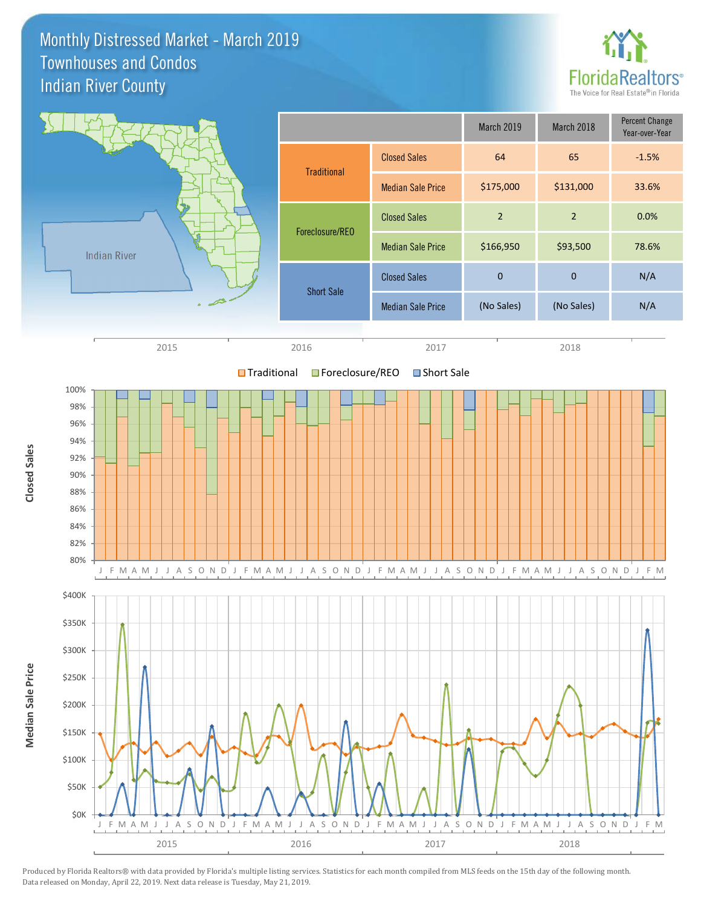# Monthly Distressed Market - March 2019
## Townhouses and Condos
## Indian River County

FloridaRealtors®
The Voice for Real Estate® in Florida

Indian River

| | | March 2019 | March 2018 | Percent Change Year-over-Year |
|---|---|---|---|---|
| Traditional | Closed Sales | 64 | 65 | -1.5% |
| | Median Sale Price | $175,000 | $131,000 | 33.6% |
| Foreclosure/REO | Closed Sales | 2 | 2 | 0.0% |
| | Median Sale Price | $166,950 | $93,500 | 78.6% |
| Short Sale | Closed Sales | 0 | 0 | N/A |
| | Median Sale Price | (No Sales) | (No Sales) | N/A |

2015 2016 2017 2018

Traditional Foreclosure/REO Short Sale

Closed Sales

100% 98% 96% 94% 92% 90% 88% 86% 84% 82% 80%

J F M A M J J A S O N D J F M A M J J A S O N D J F M A M J J A S O N D J F M A M J J A S O N D J F M

Median Sale Price

$400K $350K $300K $250K $200K $150K $100K $50K $0K

J F M A M J J A S O N D J F M A M J J A S O N D J F M A M J J A S O N D J F M A M J J A S O N D J F M

2015 2016 2017 2018

Produced by Florida Realtors® with data provided by Florida's multiple listing services. Statistics for each month compiled from MLS feeds on the 15th day of the following month. Data released on Monday, April 22, 2019. Next data release is Tuesday, May 21, 2019.